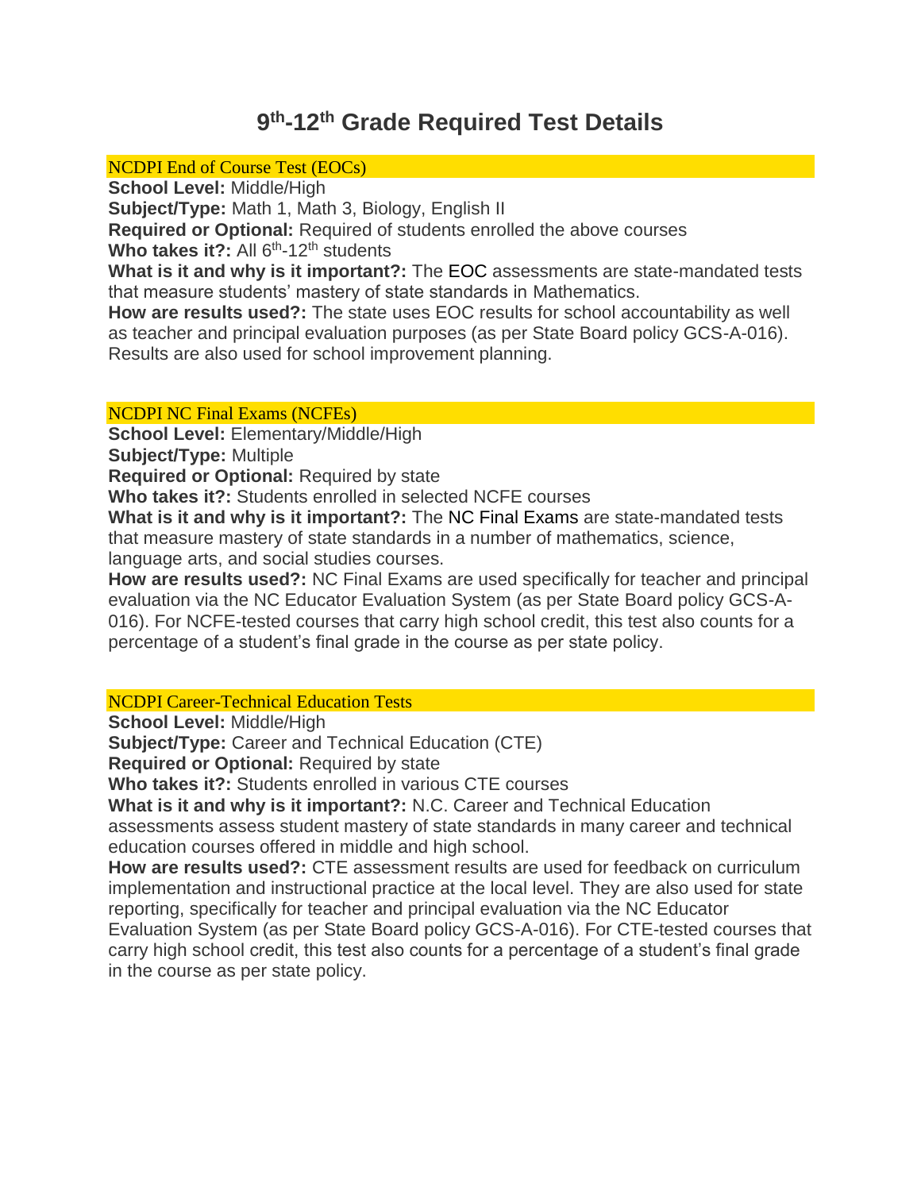# 9th-12th Grade Required Test Details

## NCDPI End of Course Test (EOCs)

**School Level:** Middle/High
**Subject/Type:** Math 1, Math 3, Biology, English II
**Required or Optional:** Required of students enrolled the above courses
**Who takes it?:** All 6th-12th students
**What is it and why is it important?:** The EOC assessments are state-mandated tests that measure students' mastery of state standards in Mathematics.
**How are results used?:** The state uses EOC results for school accountability as well as teacher and principal evaluation purposes (as per State Board policy GCS-A-016). Results are also used for school improvement planning.

## NCDPI NC Final Exams (NCFEs)

**School Level:** Elementary/Middle/High
**Subject/Type:** Multiple
**Required or Optional:** Required by state
**Who takes it?:** Students enrolled in selected NCFE courses
**What is it and why is it important?:** The NC Final Exams are state-mandated tests that measure mastery of state standards in a number of mathematics, science, language arts, and social studies courses.
**How are results used?:** NC Final Exams are used specifically for teacher and principal evaluation via the NC Educator Evaluation System (as per State Board policy GCS-A-016). For NCFE-tested courses that carry high school credit, this test also counts for a percentage of a student's final grade in the course as per state policy.

## NCDPI Career-Technical Education Tests

**School Level:** Middle/High
**Subject/Type:** Career and Technical Education (CTE)
**Required or Optional:** Required by state
**Who takes it?:** Students enrolled in various CTE courses
**What is it and why is it important?:** N.C. Career and Technical Education assessments assess student mastery of state standards in many career and technical education courses offered in middle and high school.
**How are results used?:** CTE assessment results are used for feedback on curriculum implementation and instructional practice at the local level. They are also used for state reporting, specifically for teacher and principal evaluation via the NC Educator Evaluation System (as per State Board policy GCS-A-016). For CTE-tested courses that carry high school credit, this test also counts for a percentage of a student's final grade in the course as per state policy.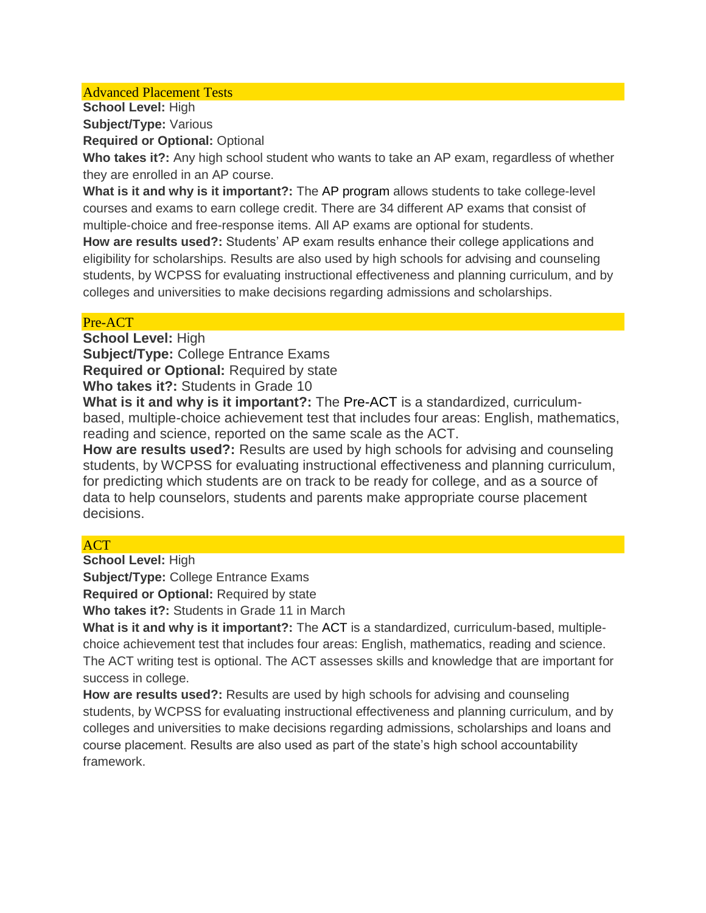## Advanced Placement Tests

**School Level:** High

**Subject/Type:** Various

**Required or Optional:** Optional

**Who takes it?:** Any high school student who wants to take an AP exam, regardless of whether they are enrolled in an AP course.

**What is it and why is it important?:** The AP program allows students to take college-level courses and exams to earn college credit. There are 34 different AP exams that consist of multiple-choice and free-response items. All AP exams are optional for students.

**How are results used?:** Students' AP exam results enhance their college applications and eligibility for scholarships. Results are also used by high schools for advising and counseling students, by WCPSS for evaluating instructional effectiveness and planning curriculum, and by colleges and universities to make decisions regarding admissions and scholarships.

## Pre-ACT

**School Level:** High

**Subject/Type:** College Entrance Exams

**Required or Optional:** Required by state

**Who takes it?:** Students in Grade 10

**What is it and why is it important?:** The Pre-ACT is a standardized, curriculum-based, multiple-choice achievement test that includes four areas: English, mathematics, reading and science, reported on the same scale as the ACT.

**How are results used?:** Results are used by high schools for advising and counseling students, by WCPSS for evaluating instructional effectiveness and planning curriculum, for predicting which students are on track to be ready for college, and as a source of data to help counselors, students and parents make appropriate course placement decisions.

## ACT

**School Level:** High

**Subject/Type:** College Entrance Exams

**Required or Optional:** Required by state

**Who takes it?:** Students in Grade 11 in March

**What is it and why is it important?:** The ACT is a standardized, curriculum-based, multiple-choice achievement test that includes four areas: English, mathematics, reading and science. The ACT writing test is optional. The ACT assesses skills and knowledge that are important for success in college.

**How are results used?:** Results are used by high schools for advising and counseling students, by WCPSS for evaluating instructional effectiveness and planning curriculum, and by colleges and universities to make decisions regarding admissions, scholarships and loans and course placement. Results are also used as part of the state's high school accountability framework.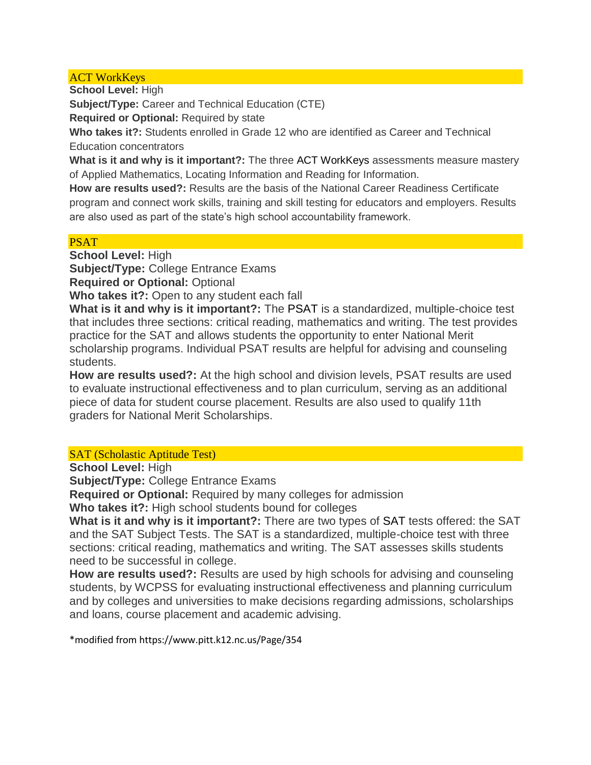## ACT WorkKeys

**School Level:** High

**Subject/Type:** Career and Technical Education (CTE)

**Required or Optional:** Required by state

**Who takes it?:** Students enrolled in Grade 12 who are identified as Career and Technical Education concentrators

**What is it and why is it important?:** The three ACT WorkKeys assessments measure mastery of Applied Mathematics, Locating Information and Reading for Information.

**How are results used?:** Results are the basis of the National Career Readiness Certificate program and connect work skills, training and skill testing for educators and employers. Results are also used as part of the state's high school accountability framework.

## PSAT

**School Level:** High

**Subject/Type:** College Entrance Exams

**Required or Optional:** Optional

**Who takes it?:** Open to any student each fall

**What is it and why is it important?:** The PSAT is a standardized, multiple-choice test that includes three sections: critical reading, mathematics and writing. The test provides practice for the SAT and allows students the opportunity to enter National Merit scholarship programs. Individual PSAT results are helpful for advising and counseling students.

**How are results used?:** At the high school and division levels, PSAT results are used to evaluate instructional effectiveness and to plan curriculum, serving as an additional piece of data for student course placement. Results are also used to qualify 11th graders for National Merit Scholarships.

## SAT (Scholastic Aptitude Test)

**School Level:** High

**Subject/Type:** College Entrance Exams

**Required or Optional:** Required by many colleges for admission

**Who takes it?:** High school students bound for colleges

**What is it and why is it important?:** There are two types of SAT tests offered: the SAT and the SAT Subject Tests. The SAT is a standardized, multiple-choice test with three sections: critical reading, mathematics and writing. The SAT assesses skills students need to be successful in college.

**How are results used?:** Results are used by high schools for advising and counseling students, by WCPSS for evaluating instructional effectiveness and planning curriculum and by colleges and universities to make decisions regarding admissions, scholarships and loans, course placement and academic advising.

*modified from https://www.pitt.k12.nc.us/Page/354